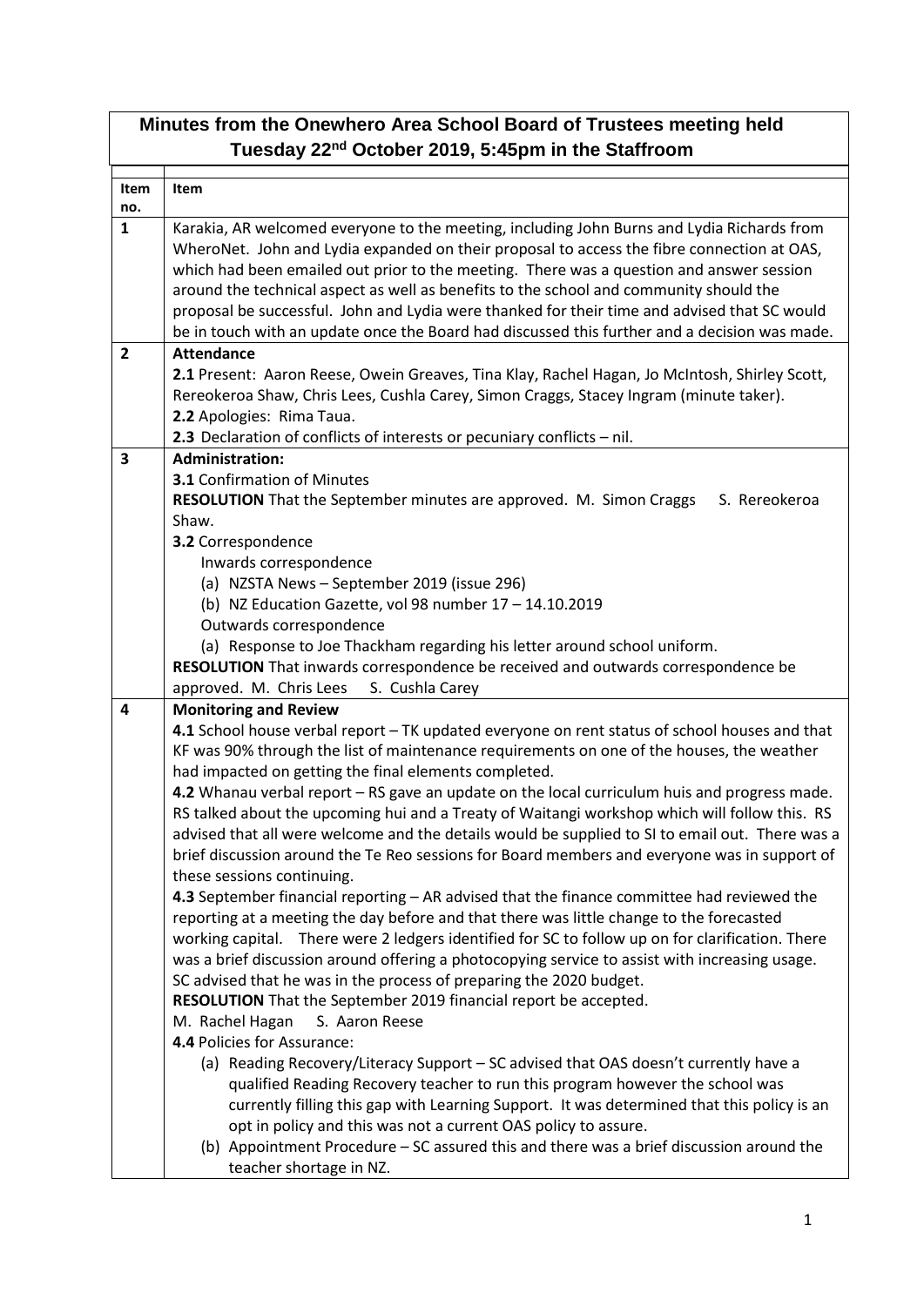# Minutes from the Onewhero Area School Board of Trustees meeting held Tuesday 22nd October 2019, 5:45pm in the Staffroom

| Item no. | Item |
|---|---|
| **1** | Karakia, AR welcomed everyone to the meeting, including John Burns and Lydia Richards from WheroNet. John and Lydia expanded on their proposal to access the fibre connection at OAS, which had been emailed out prior to the meeting. There was a question and answer session around the technical aspect as well as benefits to the school and community should the proposal be successful. John and Lydia were thanked for their time and advised that SC would be in touch with an update once the Board had discussed this further and a decision was made. |
| **2** | **Attendance**<br>**2.1** Present: Aaron Reese, Owein Greaves, Tina Klay, Rachel Hagan, Jo McIntosh, Shirley Scott, Rereokeroa Shaw, Chris Lees, Cushla Carey, Simon Craggs, Stacey Ingram (minute taker).<br>**2.2** Apologies: Rima Taua.<br>**2.3** Declaration of conflicts of interests or pecuniary conflicts – nil. |
| **3** | **Administration:**<br>**3.1** Confirmation of Minutes<br>**RESOLUTION** That the September minutes are approved. M. Simon Craggs S. Rereokeroa Shaw.<br>**3.2** Correspondence<br>Inwards correspondence<br>(a) NZSTA News – September 2019 (issue 296)<br>(b) NZ Education Gazette, vol 98 number 17 – 14.10.2019<br>Outwards correspondence<br>(a) Response to Joe Thackham regarding his letter around school uniform.<br>**RESOLUTION** That inwards correspondence be received and outwards correspondence be approved. M. Chris Lees S. Cushla Carey |
| **4** | **Monitoring and Review**<br>**4.1** School house verbal report – TK updated everyone on rent status of school houses and that KF was 90% through the list of maintenance requirements on one of the houses, the weather had impacted on getting the final elements completed.<br>**4.2** Whanau verbal report – RS gave an update on the local curriculum huis and progress made. RS talked about the upcoming hui and a Treaty of Waitangi workshop which will follow this. RS advised that all were welcome and the details would be supplied to SI to email out. There was a brief discussion around the Te Reo sessions for Board members and everyone was in support of these sessions continuing.<br>**4.3** September financial reporting – AR advised that the finance committee had reviewed the reporting at a meeting the day before and that there was little change to the forecasted working capital. There were 2 ledgers identified for SC to follow up on for clarification. There was a brief discussion around offering a photocopying service to assist with increasing usage. SC advised that he was in the process of preparing the 2020 budget.<br>**RESOLUTION** That the September 2019 financial report be accepted.<br>M. Rachel Hagan S. Aaron Reese<br>**4.4** Policies for Assurance:<br>(a) Reading Recovery/Literacy Support – SC advised that OAS doesn't currently have a qualified Reading Recovery teacher to run this program however the school was currently filling this gap with Learning Support. It was determined that this policy is an opt in policy and this was not a current OAS policy to assure.<br>(b) Appointment Procedure – SC assured this and there was a brief discussion around the teacher shortage in NZ. |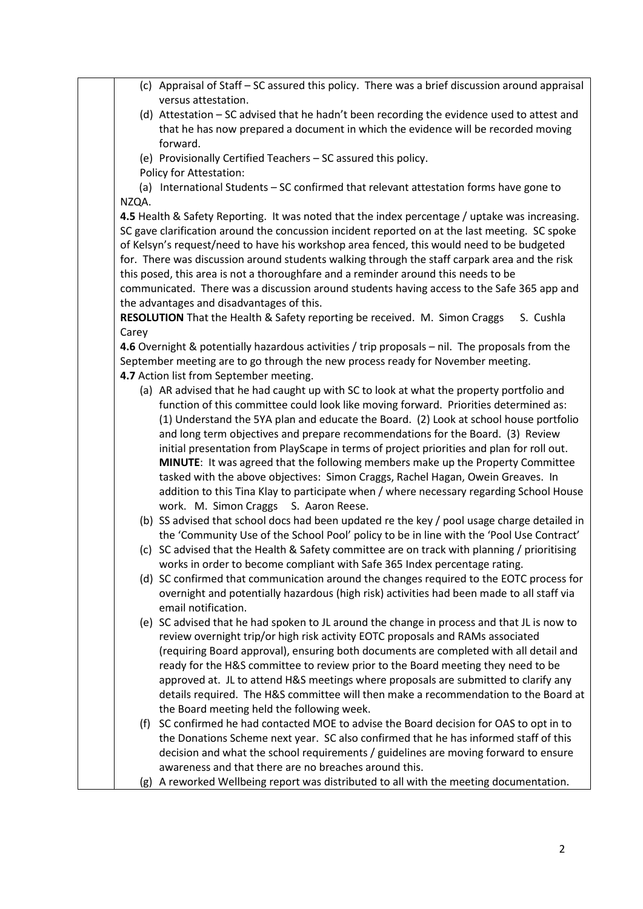(c) Appraisal of Staff – SC assured this policy. There was a brief discussion around appraisal versus attestation.

(d) Attestation – SC advised that he hadn't been recording the evidence used to attest and that he has now prepared a document in which the evidence will be recorded moving forward.

(e) Provisionally Certified Teachers – SC assured this policy.

Policy for Attestation:

(a) International Students – SC confirmed that relevant attestation forms have gone to NZQA.

**4.5** Health & Safety Reporting. It was noted that the index percentage / uptake was increasing. SC gave clarification around the concussion incident reported on at the last meeting. SC spoke of Kelsyn's request/need to have his workshop area fenced, this would need to be budgeted for. There was discussion around students walking through the staff carpark area and the risk this posed, this area is not a thoroughfare and a reminder around this needs to be communicated. There was a discussion around students having access to the Safe 365 app and the advantages and disadvantages of this.

**RESOLUTION** That the Health & Safety reporting be received. M. Simon Craggs S. Cushla Carey

**4.6** Overnight & potentially hazardous activities / trip proposals – nil. The proposals from the September meeting are to go through the new process ready for November meeting.

**4.7** Action list from September meeting.

(a) AR advised that he had caught up with SC to look at what the property portfolio and function of this committee could look like moving forward. Priorities determined as: (1) Understand the 5YA plan and educate the Board. (2) Look at school house portfolio and long term objectives and prepare recommendations for the Board. (3) Review initial presentation from PlayScape in terms of project priorities and plan for roll out. **MINUTE**: It was agreed that the following members make up the Property Committee tasked with the above objectives: Simon Craggs, Rachel Hagan, Owein Greaves. In addition to this Tina Klay to participate when / where necessary regarding School House work. M. Simon Craggs S. Aaron Reese.

(b) SS advised that school docs had been updated re the key / pool usage charge detailed in the 'Community Use of the School Pool' policy to be in line with the 'Pool Use Contract'

(c) SC advised that the Health & Safety committee are on track with planning / prioritising works in order to become compliant with Safe 365 Index percentage rating.

(d) SC confirmed that communication around the changes required to the EOTC process for overnight and potentially hazardous (high risk) activities had been made to all staff via email notification.

(e) SC advised that he had spoken to JL around the change in process and that JL is now to review overnight trip/or high risk activity EOTC proposals and RAMs associated (requiring Board approval), ensuring both documents are completed with all detail and ready for the H&S committee to review prior to the Board meeting they need to be approved at. JL to attend H&S meetings where proposals are submitted to clarify any details required. The H&S committee will then make a recommendation to the Board at the Board meeting held the following week.

(f) SC confirmed he had contacted MOE to advise the Board decision for OAS to opt in to the Donations Scheme next year. SC also confirmed that he has informed staff of this decision and what the school requirements / guidelines are moving forward to ensure awareness and that there are no breaches around this.

(g) A reworked Wellbeing report was distributed to all with the meeting documentation.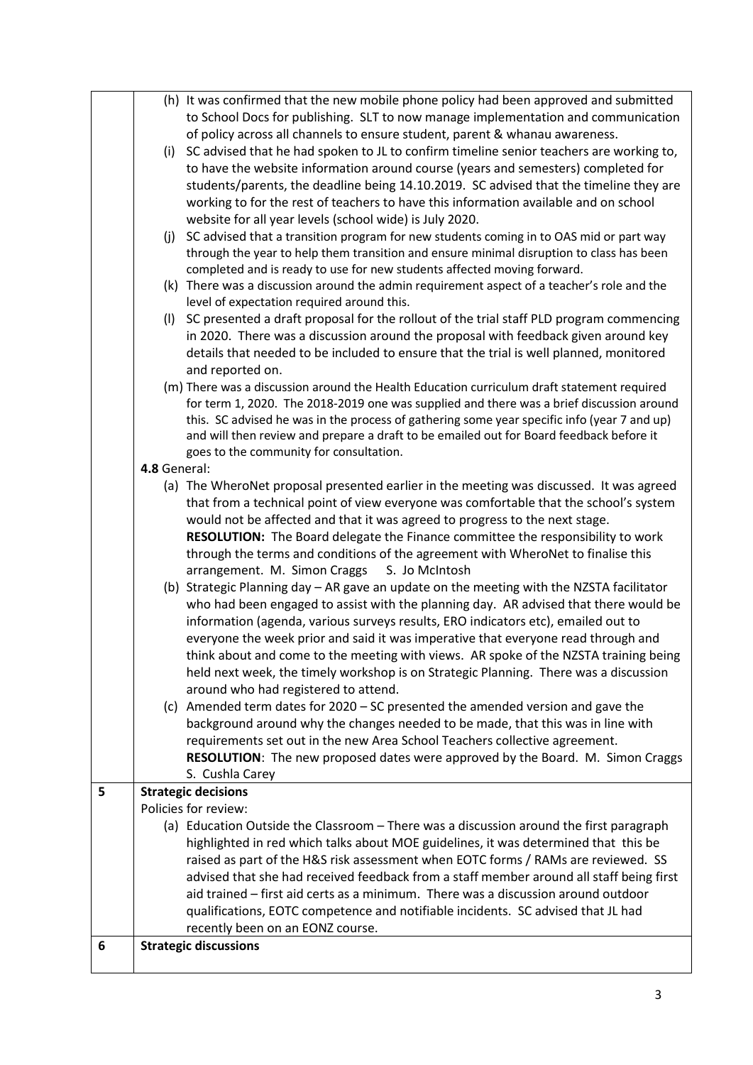| | |
|---|---|
| | (h) It was confirmed that the new mobile phone policy had been approved and submitted to School Docs for publishing. SLT to now manage implementation and communication of policy across all channels to ensure student, parent & whanau awareness.<br>(i) SC advised that he had spoken to JL to confirm timeline senior teachers are working to, to have the website information around course (years and semesters) completed for students/parents, the deadline being 14.10.2019. SC advised that the timeline they are working to for the rest of teachers to have this information available and on school website for all year levels (school wide) is July 2020.<br>(j) SC advised that a transition program for new students coming in to OAS mid or part way through the year to help them transition and ensure minimal disruption to class has been completed and is ready to use for new students affected moving forward.<br>(k) There was a discussion around the admin requirement aspect of a teacher's role and the level of expectation required around this.<br>(l) SC presented a draft proposal for the rollout of the trial staff PLD program commencing in 2020. There was a discussion around the proposal with feedback given around key details that needed to be included to ensure that the trial is well planned, monitored and reported on.<br>(m) There was a discussion around the Health Education curriculum draft statement required for term 1, 2020. The 2018-2019 one was supplied and there was a brief discussion around this. SC advised he was in the process of gathering some year specific info (year 7 and up) and will then review and prepare a draft to be emailed out for Board feedback before it goes to the community for consultation.<br>**4.8** General:<br>(a) The WheroNet proposal presented earlier in the meeting was discussed. It was agreed that from a technical point of view everyone was comfortable that the school's system would not be affected and that it was agreed to progress to the next stage.<br>**RESOLUTION:** The Board delegate the Finance committee the responsibility to work through the terms and conditions of the agreement with WheroNet to finalise this arrangement. M. Simon Craggs S. Jo McIntosh<br>(b) Strategic Planning day – AR gave an update on the meeting with the NZSTA facilitator who had been engaged to assist with the planning day. AR advised that there would be information (agenda, various surveys results, ERO indicators etc), emailed out to everyone the week prior and said it was imperative that everyone read through and think about and come to the meeting with views. AR spoke of the NZSTA training being held next week, the timely workshop is on Strategic Planning. There was a discussion around who had registered to attend.<br>(c) Amended term dates for 2020 – SC presented the amended version and gave the background around why the changes needed to be made, that this was in line with requirements set out in the new Area School Teachers collective agreement.<br>**RESOLUTION**: The new proposed dates were approved by the Board. M. Simon Craggs S. Cushla Carey |
| **5** | **Strategic decisions**<br>Policies for review:<br>(a) Education Outside the Classroom – There was a discussion around the first paragraph highlighted in red which talks about MOE guidelines, it was determined that this be raised as part of the H&S risk assessment when EOTC forms / RAMs are reviewed. SS advised that she had received feedback from a staff member around all staff being first aid trained – first aid certs as a minimum. There was a discussion around outdoor qualifications, EOTC competence and notifiable incidents. SC advised that JL had recently been on an EONZ course. |
| **6** | **Strategic discussions** |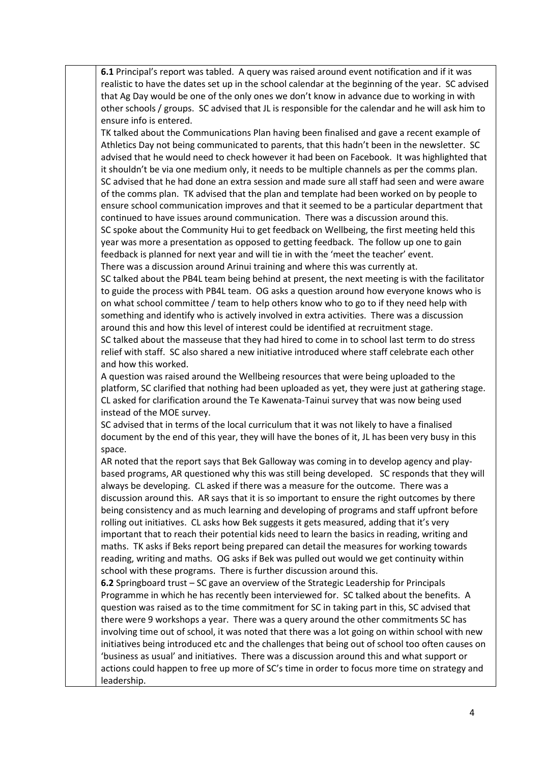**6.1** Principal's report was tabled. A query was raised around event notification and if it was realistic to have the dates set up in the school calendar at the beginning of the year. SC advised that Ag Day would be one of the only ones we don't know in advance due to working in with other schools / groups. SC advised that JL is responsible for the calendar and he will ask him to ensure info is entered.

TK talked about the Communications Plan having been finalised and gave a recent example of Athletics Day not being communicated to parents, that this hadn't been in the newsletter. SC advised that he would need to check however it had been on Facebook. It was highlighted that it shouldn't be via one medium only, it needs to be multiple channels as per the comms plan. SC advised that he had done an extra session and made sure all staff had seen and were aware of the comms plan. TK advised that the plan and template had been worked on by people to ensure school communication improves and that it seemed to be a particular department that continued to have issues around communication. There was a discussion around this.

SC spoke about the Community Hui to get feedback on Wellbeing, the first meeting held this year was more a presentation as opposed to getting feedback. The follow up one to gain feedback is planned for next year and will tie in with the 'meet the teacher' event.

There was a discussion around Arinui training and where this was currently at.

SC talked about the PB4L team being behind at present, the next meeting is with the facilitator to guide the process with PB4L team. OG asks a question around how everyone knows who is on what school committee / team to help others know who to go to if they need help with something and identify who is actively involved in extra activities. There was a discussion around this and how this level of interest could be identified at recruitment stage.

SC talked about the masseuse that they had hired to come in to school last term to do stress relief with staff. SC also shared a new initiative introduced where staff celebrate each other and how this worked.

A question was raised around the Wellbeing resources that were being uploaded to the platform, SC clarified that nothing had been uploaded as yet, they were just at gathering stage.

CL asked for clarification around the Te Kawenata-Tainui survey that was now being used instead of the MOE survey.

SC advised that in terms of the local curriculum that it was not likely to have a finalised document by the end of this year, they will have the bones of it, JL has been very busy in this space.

AR noted that the report says that Bek Galloway was coming in to develop agency and play-based programs, AR questioned why this was still being developed. SC responds that they will always be developing. CL asked if there was a measure for the outcome. There was a discussion around this. AR says that it is so important to ensure the right outcomes by there being consistency and as much learning and developing of programs and staff upfront before rolling out initiatives. CL asks how Bek suggests it gets measured, adding that it's very important that to reach their potential kids need to learn the basics in reading, writing and maths. TK asks if Beks report being prepared can detail the measures for working towards reading, writing and maths. OG asks if Bek was pulled out would we get continuity within school with these programs. There is further discussion around this.

**6.2** Springboard trust – SC gave an overview of the Strategic Leadership for Principals Programme in which he has recently been interviewed for. SC talked about the benefits. A question was raised as to the time commitment for SC in taking part in this, SC advised that there were 9 workshops a year. There was a query around the other commitments SC has involving time out of school, it was noted that there was a lot going on within school with new initiatives being introduced etc and the challenges that being out of school too often causes on 'business as usual' and initiatives. There was a discussion around this and what support or actions could happen to free up more of SC's time in order to focus more time on strategy and leadership.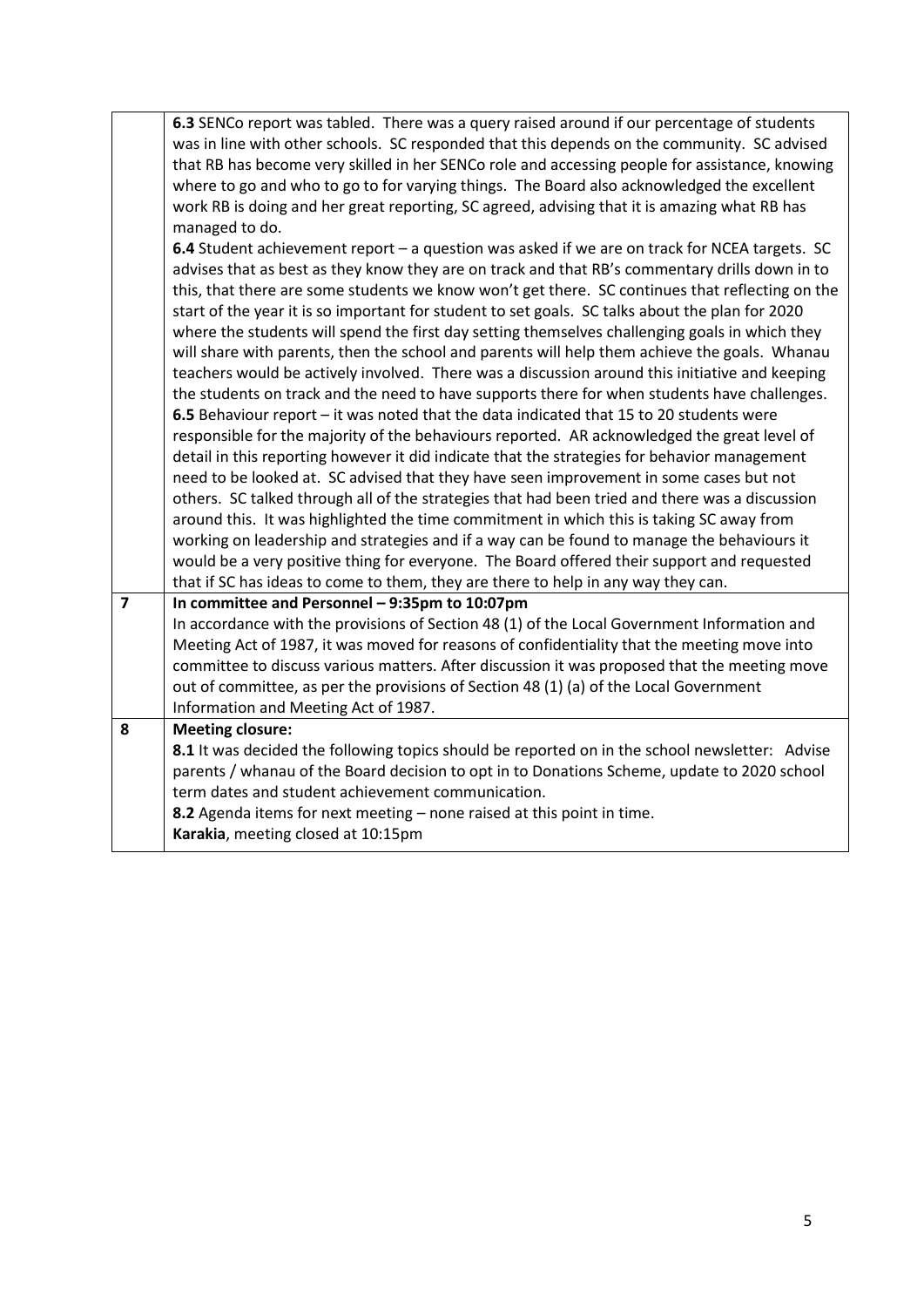| | |
|---|---|
| | **6.3** SENCo report was tabled. There was a query raised around if our percentage of students was in line with other schools. SC responded that this depends on the community. SC advised that RB has become very skilled in her SENCo role and accessing people for assistance, knowing where to go and who to go to for varying things. The Board also acknowledged the excellent work RB is doing and her great reporting, SC agreed, advising that it is amazing what RB has managed to do.<br>**6.4** Student achievement report – a question was asked if we are on track for NCEA targets. SC advises that as best as they know they are on track and that RB's commentary drills down in to this, that there are some students we know won't get there. SC continues that reflecting on the start of the year it is so important for student to set goals. SC talks about the plan for 2020 where the students will spend the first day setting themselves challenging goals in which they will share with parents, then the school and parents will help them achieve the goals. Whanau teachers would be actively involved. There was a discussion around this initiative and keeping the students on track and the need to have supports there for when students have challenges.<br>**6.5** Behaviour report – it was noted that the data indicated that 15 to 20 students were responsible for the majority of the behaviours reported. AR acknowledged the great level of detail in this reporting however it did indicate that the strategies for behavior management need to be looked at. SC advised that they have seen improvement in some cases but not others. SC talked through all of the strategies that had been tried and there was a discussion around this. It was highlighted the time commitment in which this is taking SC away from working on leadership and strategies and if a way can be found to manage the behaviours it would be a very positive thing for everyone. The Board offered their support and requested that if SC has ideas to come to them, they are there to help in any way they can. |
| **7** | **In committee and Personnel – 9:35pm to 10:07pm**<br>In accordance with the provisions of Section 48 (1) of the Local Government Information and Meeting Act of 1987, it was moved for reasons of confidentiality that the meeting move into committee to discuss various matters. After discussion it was proposed that the meeting move out of committee, as per the provisions of Section 48 (1) (a) of the Local Government Information and Meeting Act of 1987. |
| **8** | **Meeting closure:**<br>**8.1** It was decided the following topics should be reported on in the school newsletter: Advise parents / whanau of the Board decision to opt in to Donations Scheme, update to 2020 school term dates and student achievement communication.<br>**8.2** Agenda items for next meeting – none raised at this point in time.<br>**Karakia**, meeting closed at 10:15pm |